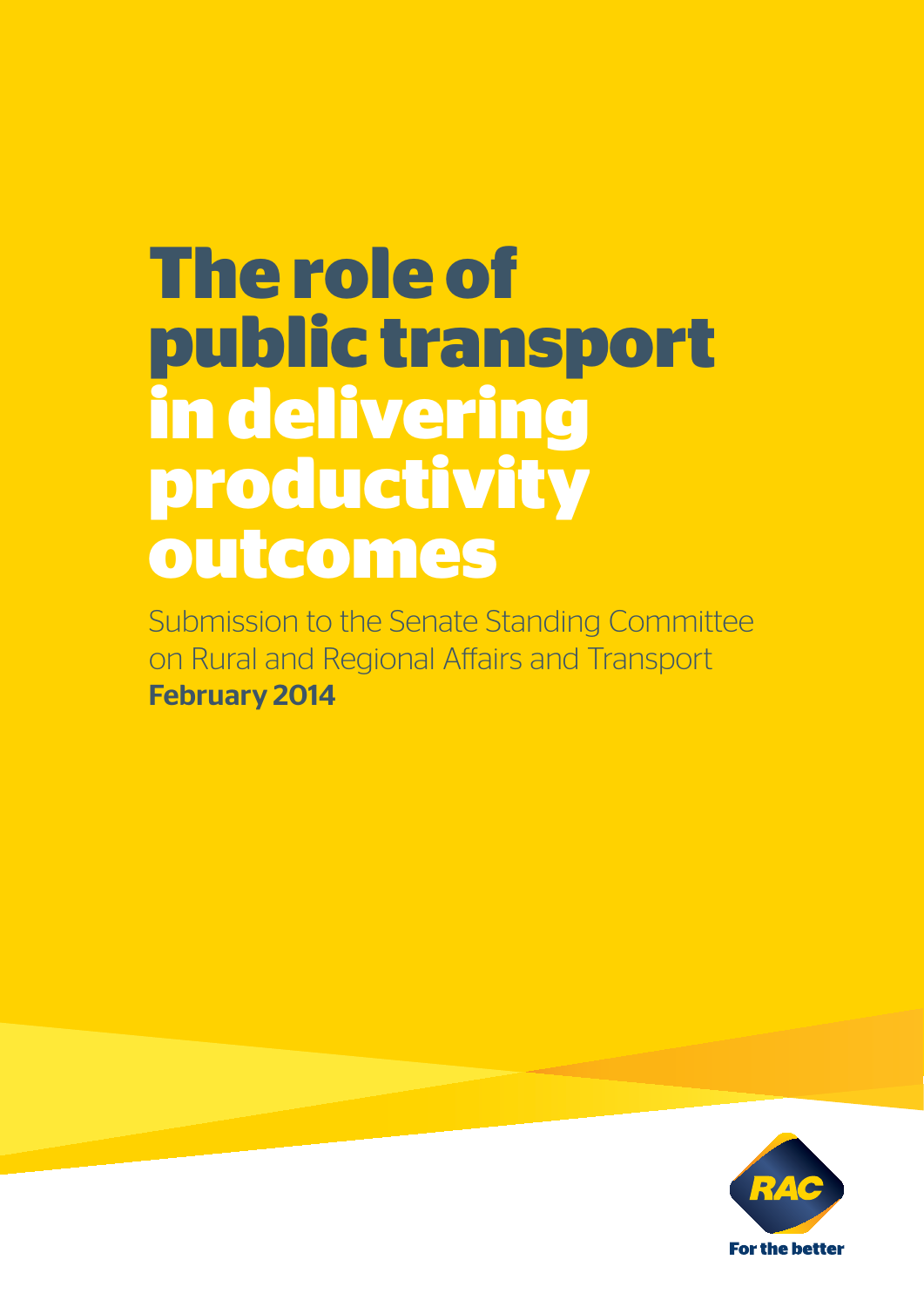# The role of public transport in delivering productivity outcomes

Submission to the Senate Standing Committee on Rural and Regional Affairs and Transport

**February 2014**

RAC

**For the better**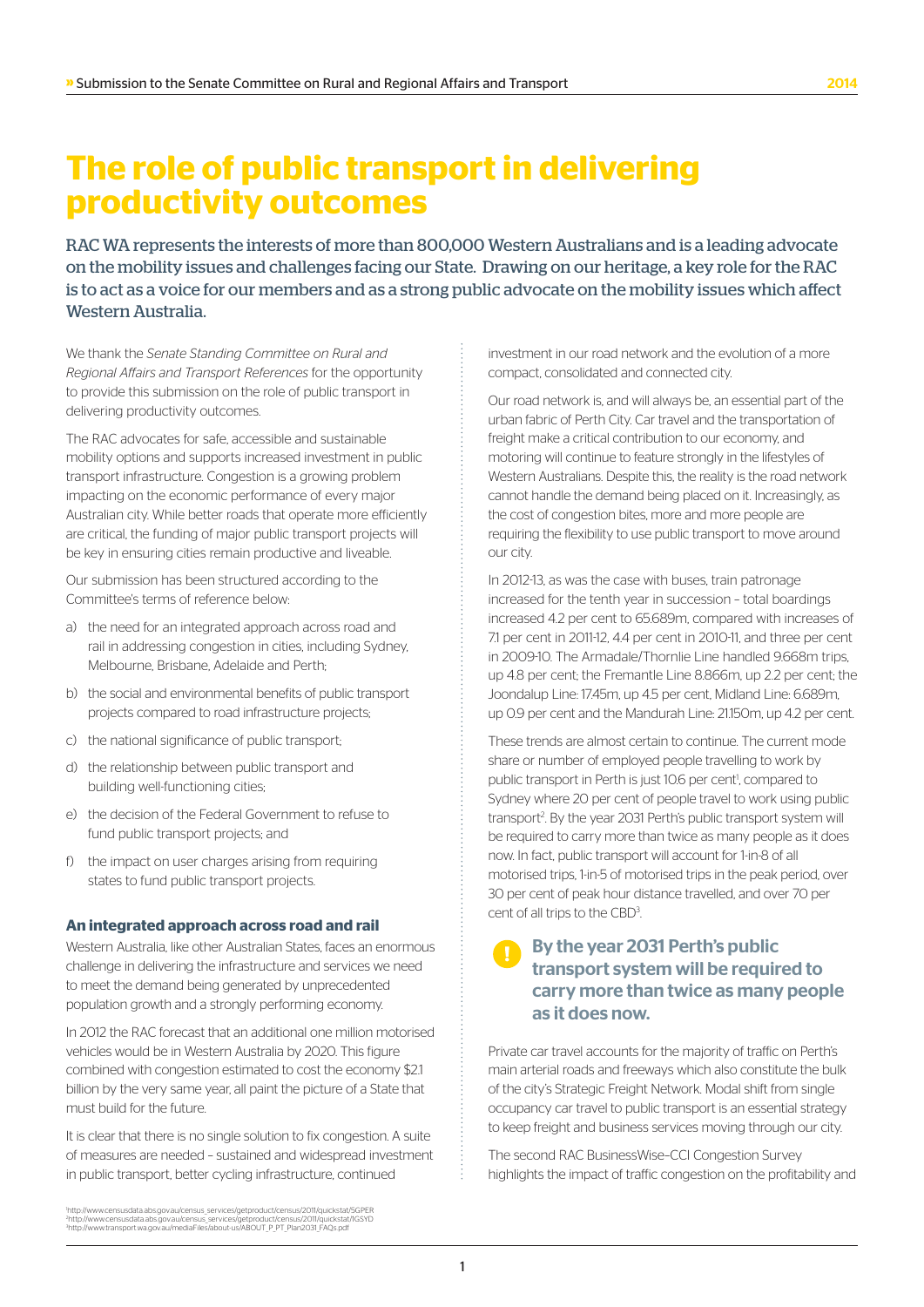# The role of public transport in delivering productivity outcomes

RAC WA represents the interests of more than 800,000 Western Australians and is a leading advocate on the mobility issues and challenges facing our State. Drawing on our heritage, a key role for the RAC is to act as a voice for our members and as a strong public advocate on the mobility issues which affect Western Australia.

We thank the *Senate Standing Committee on Rural and Regional Affairs and Transport References* for the opportunity to provide this submission on the role of public transport in delivering productivity outcomes.

The RAC advocates for safe, accessible and sustainable mobility options and supports increased investment in public transport infrastructure. Congestion is a growing problem impacting on the economic performance of every major Australian city. While better roads that operate more efficiently are critical, the funding of major public transport projects will be key in ensuring cities remain productive and liveable.

Our submission has been structured according to the Committee's terms of reference below:

a) the need for an integrated approach across road and rail in addressing congestion in cities, including Sydney, Melbourne, Brisbane, Adelaide and Perth;

b) the social and environmental benefits of public transport projects compared to road infrastructure projects;

c) the national significance of public transport;

d) the relationship between public transport and building well-functioning cities;

e) the decision of the Federal Government to refuse to fund public transport projects; and

f) the impact on user charges arising from requiring states to fund public transport projects.

### An integrated approach across road and rail

Western Australia, like other Australian States, faces an enormous challenge in delivering the infrastructure and services we need to meet the demand being generated by unprecedented population growth and a strongly performing economy.

In 2012 the RAC forecast that an additional one million motorised vehicles would be in Western Australia by 2020. This figure combined with congestion estimated to cost the economy $2.1 billion by the very same year, all paint the picture of a State that must build for the future.

It is clear that there is no single solution to fix congestion. A suite of measures are needed – sustained and widespread investment in public transport, better cycling infrastructure, continued investment in our road network and the evolution of a more compact, consolidated and connected city.

Our road network is, and will always be, an essential part of the urban fabric of Perth City. Car travel and the transportation of freight make a critical contribution to our economy, and motoring will continue to feature strongly in the lifestyles of Western Australians. Despite this, the reality is the road network cannot handle the demand being placed on it. Increasingly, as the cost of congestion bites, more and more people are requiring the flexibility to use public transport to move around our city.

In 2012-13, as was the case with buses, train patronage increased for the tenth year in succession – total boardings increased 4.2 per cent to 65.689m, compared with increases of 7.1 per cent in 2011-12, 4.4 per cent in 2010-11, and three per cent in 2009-10. The Armadale/Thornlie Line handled 9.668m trips, up 4.8 per cent; the Fremantle Line 8.866m, up 2.2 per cent; the Joondalup Line: 17.45m, up 4.5 per cent, Midland Line: 6.689m, up 0.9 per cent and the Mandurah Line: 21.150m, up 4.2 per cent.

These trends are almost certain to continue. The current mode share or number of employed people travelling to work by public transport in Perth is just 10.6 per cent[1], compared to Sydney where 20 per cent of people travel to work using public transport[2]. By the year 2031 Perth's public transport system will be required to carry more than twice as many people as it does now. In fact, public transport will account for 1-in-8 of all motorised trips, 1-in-5 of motorised trips in the peak period, over 30 per cent of peak hour distance travelled, and over 70 per cent of all trips to the CBD[3].

> **By the year 2031 Perth's public transport system will be required to carry more than twice as many people as it does now.**

Private car travel accounts for the majority of traffic on Perth's main arterial roads and freeways which also constitute the bulk of the city's Strategic Freight Network. Modal shift from single occupancy car travel to public transport is an essential strategy to keep freight and business services moving through our city.

The second RAC BusinessWise–CCI Congestion Survey highlights the impact of traffic congestion on the profitability and

[1] http://www.censusdata.abs.gov.au/census_services/getproduct/census/2011/quickstat/5GPER
[2] http://www.censusdata.abs.gov.au/census_services/getproduct/census/2011/quickstat/1GSYD
[3] http://www.transport.wa.gov.au/mediaFiles/about-us/ABOUT_P_PT_Plan2031_FAQs.pdf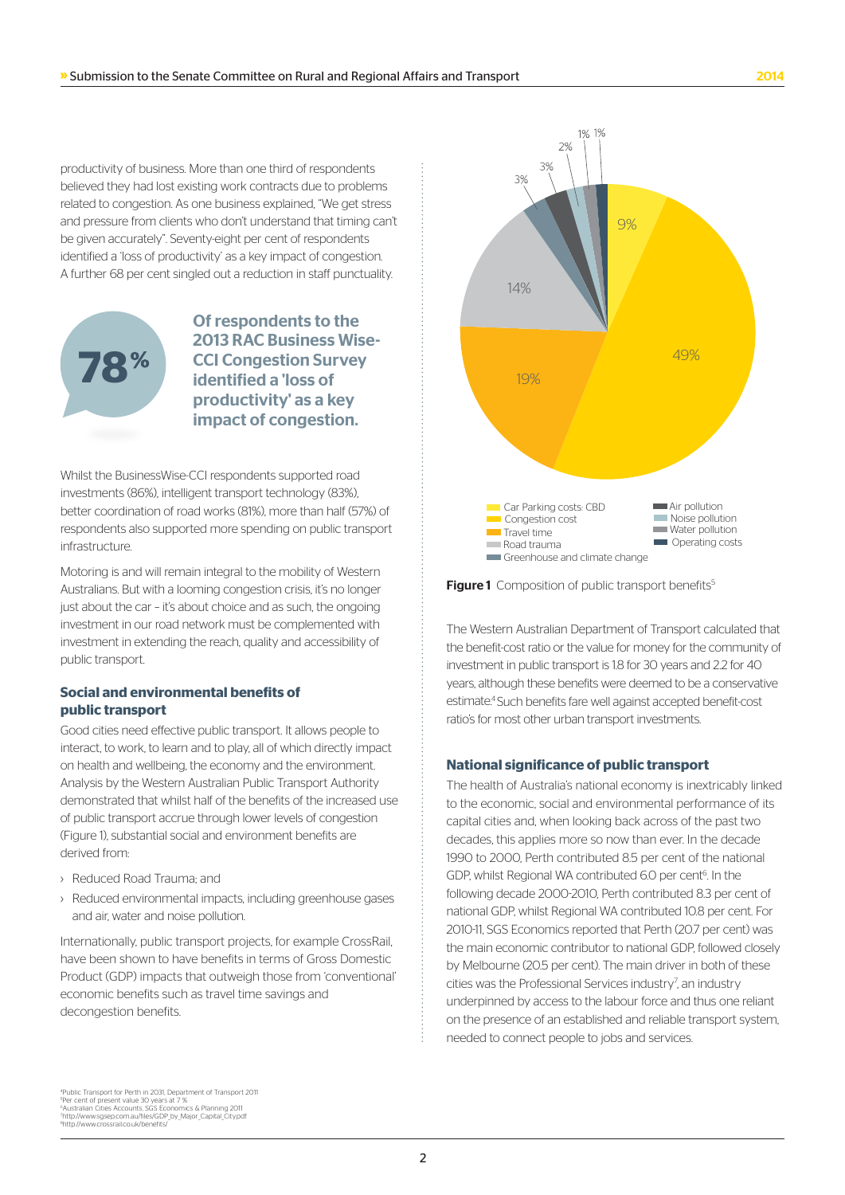productivity of business. More than one third of respondents believed they had lost existing work contracts due to problems related to congestion. As one business explained, "We get stress and pressure from clients who don't understand that timing can't be given accurately". Seventy-eight per cent of respondents identified a 'loss of productivity' as a key impact of congestion. A further 68 per cent singled out a reduction in staff punctuality.

**78%** **Of respondents to the 2013 RAC Business Wise-CCI Congestion Survey identified a 'loss of productivity' as a key impact of congestion.**

Whilst the BusinessWise-CCI respondents supported road investments (86%), intelligent transport technology (83%), better coordination of road works (81%), more than half (57%) of respondents also supported more spending on public transport infrastructure.

Motoring is and will remain integral to the mobility of Western Australians. But with a looming congestion crisis, it's no longer just about the car – it's about choice and as such, the ongoing investment in our road network must be complemented with investment in extending the reach, quality and accessibility of public transport.

### Social and environmental benefits of public transport

Good cities need effective public transport. It allows people to interact, to work, to learn and to play, all of which directly impact on health and wellbeing, the economy and the environment. Analysis by the Western Australian Public Transport Authority demonstrated that whilst half of the benefits of the increased use of public transport accrue through lower levels of congestion (Figure 1), substantial social and environment benefits are derived from:

- Reduced Road Trauma; and
- Reduced environmental impacts, including greenhouse gases and air, water and noise pollution.

Internationally, public transport projects, for example CrossRail, have been shown to have benefits in terms of Gross Domestic Product (GDP) impacts that outweigh those from 'conventional' economic benefits such as travel time savings and decongestion benefits.

| Benefit | Share |
| --- | --- |
| Car Parking costs: CBD | 9% |
| Congestion cost | 49% |
| Travel time | 19% |
| Road trauma | 14% |
| Greenhouse and climate change | 3% |
| Air pollution | 3% |
| Noise pollution | 2% |
| Water pollution | 1% |
| Operating costs | 1% |

**Figure 1** Composition of public transport benefits[5]

The Western Australian Department of Transport calculated that the benefit-cost ratio or the value for money for the community of investment in public transport is 1.8 for 30 years and 2.2 for 40 years, although these benefits were deemed to be a conservative estimate.[4] Such benefits fare well against accepted benefit-cost ratio's for most other urban transport investments.

### National significance of public transport

The health of Australia's national economy is inextricably linked to the economic, social and environmental performance of its capital cities and, when looking back across of the past two decades, this applies more so now than ever. In the decade 1990 to 2000, Perth contributed 8.5 per cent of the national GDP, whilst Regional WA contributed 6.0 per cent[6]. In the following decade 2000-2010, Perth contributed 8.3 per cent of national GDP, whilst Regional WA contributed 10.8 per cent. For 2010-11, SGS Economics reported that Perth (20.7 per cent) was the main economic contributor to national GDP, followed closely by Melbourne (20.5 per cent). The main driver in both of these cities was the Professional Services industry[7], an industry underpinned by access to the labour force and thus one reliant on the presence of an established and reliable transport system, needed to connect people to jobs and services.

[4] Public Transport for Perth in 2031, Department of Transport 2011
[5] Per cent of present value 30 years at 7 %
[6] Australian Cities Accounts, SGS Economics & Planning 2011
[7] http://www.sgsep.com.au/files/GDP_by_Major_Capital_City.pdf
[8] http://www.crossrail.co.uk/benefits/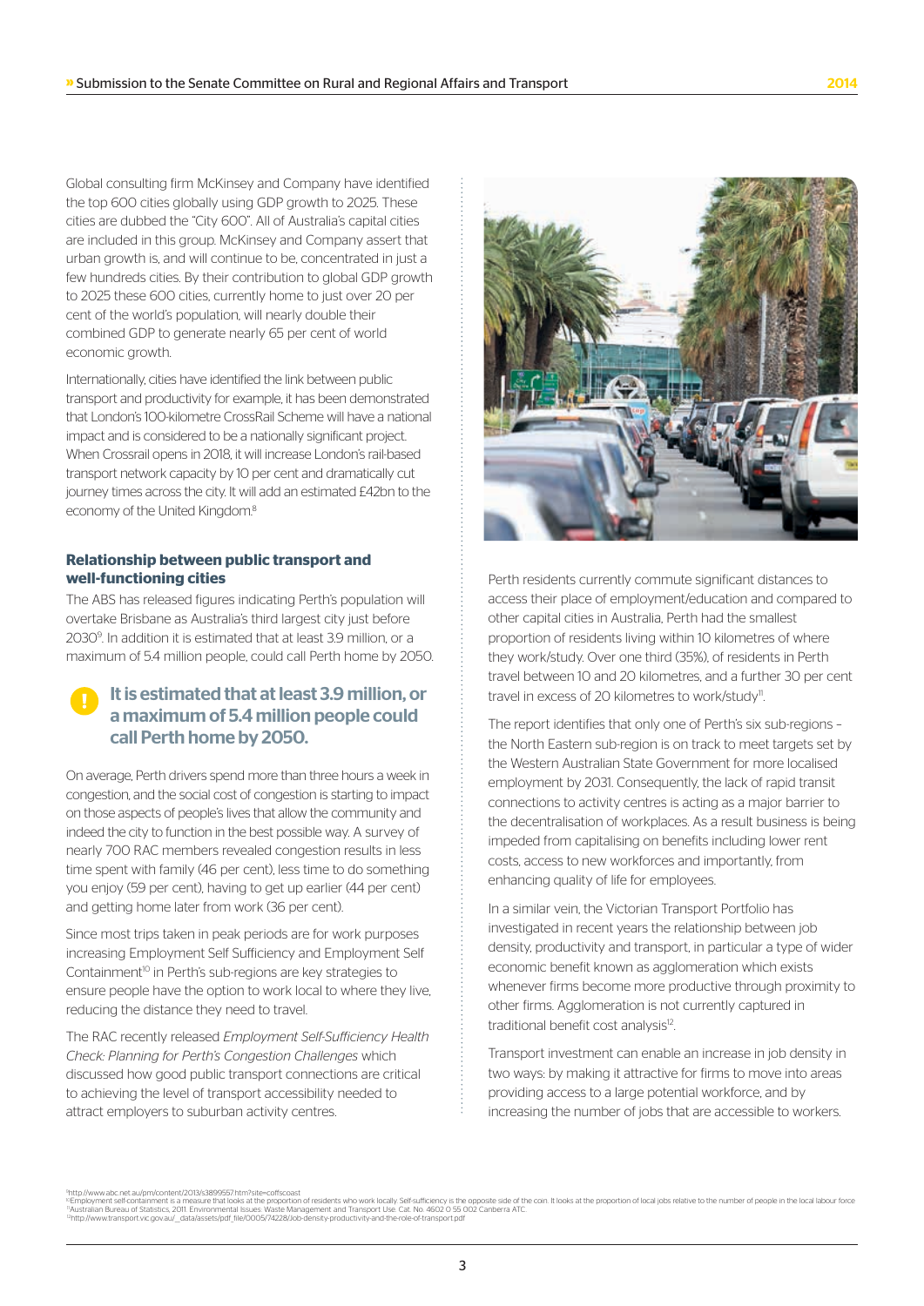Global consulting firm McKinsey and Company have identified the top 600 cities globally using GDP growth to 2025. These cities are dubbed the "City 600". All of Australia's capital cities are included in this group. McKinsey and Company assert that urban growth is, and will continue to be, concentrated in just a few hundreds cities. By their contribution to global GDP growth to 2025 these 600 cities, currently home to just over 20 per cent of the world's population, will nearly double their combined GDP to generate nearly 65 per cent of world economic growth.

Internationally, cities have identified the link between public transport and productivity for example, it has been demonstrated that London's 100-kilometre CrossRail Scheme will have a national impact and is considered to be a nationally significant project. When Crossrail opens in 2018, it will increase London's rail-based transport network capacity by 10 per cent and dramatically cut journey times across the city. It will add an estimated £42bn to the economy of the United Kingdom.[8]

### Relationship between public transport and well-functioning cities

The ABS has released figures indicating Perth's population will overtake Brisbane as Australia's third largest city just before 2030[9]. In addition it is estimated that at least 3.9 million, or a maximum of 5.4 million people, could call Perth home by 2050.

**It is estimated that at least 3.9 million, or a maximum of 5.4 million people could call Perth home by 2050.**

On average, Perth drivers spend more than three hours a week in congestion, and the social cost of congestion is starting to impact on those aspects of people's lives that allow the community and indeed the city to function in the best possible way. A survey of nearly 700 RAC members revealed congestion results in less time spent with family (46 per cent), less time to do something you enjoy (59 per cent), having to get up earlier (44 per cent) and getting home later from work (36 per cent).

Since most trips taken in peak periods are for work purposes increasing Employment Self Sufficiency and Employment Self Containment[10] in Perth's sub-regions are key strategies to ensure people have the option to work local to where they live, reducing the distance they need to travel.

The RAC recently released *Employment Self-Sufficiency Health Check: Planning for Perth's Congestion Challenges* which discussed how good public transport connections are critical to achieving the level of transport accessibility needed to attract employers to suburban activity centres.

Perth residents currently commute significant distances to access their place of employment/education and compared to other capital cities in Australia, Perth had the smallest proportion of residents living within 10 kilometres of where they work/study. Over one third (35%), of residents in Perth travel between 10 and 20 kilometres, and a further 30 per cent travel in excess of 20 kilometres to work/study[11].

The report identifies that only one of Perth's six sub-regions – the North Eastern sub-region is on track to meet targets set by the Western Australian State Government for more localised employment by 2031. Consequently, the lack of rapid transit connections to activity centres is acting as a major barrier to the decentralisation of workplaces. As a result business is being impeded from capitalising on benefits including lower rent costs, access to new workforces and importantly, from enhancing quality of life for employees.

In a similar vein, the Victorian Transport Portfolio has investigated in recent years the relationship between job density, productivity and transport, in particular a type of wider economic benefit known as agglomeration which exists whenever firms become more productive through proximity to other firms. Agglomeration is not currently captured in traditional benefit cost analysis[12].

Transport investment can enable an increase in job density in two ways: by making it attractive for firms to move into areas providing access to a large potential workforce, and by increasing the number of jobs that are accessible to workers.

[9] http://www.abc.net.au/pm/content/2013/s3899557.htm?site=coffscoast
[10] Employment self-containment is a measure that looks at the proportion of residents who work locally. Self-sufficiency is the opposite side of the coin. It looks at the proportion of local jobs relative to the number of people in the local labour force
[11] Australian Bureau of Statistics, 2011. Environmental Issues: Waste Management and Transport Use. Cat. No. 4602.0.55.002 Canberra ATC.
[12] http://www.transport.vic.gov.au/__data/assets/pdf_file/0005/74228/Job-density-productivity-and-the-role-of-transport.pdf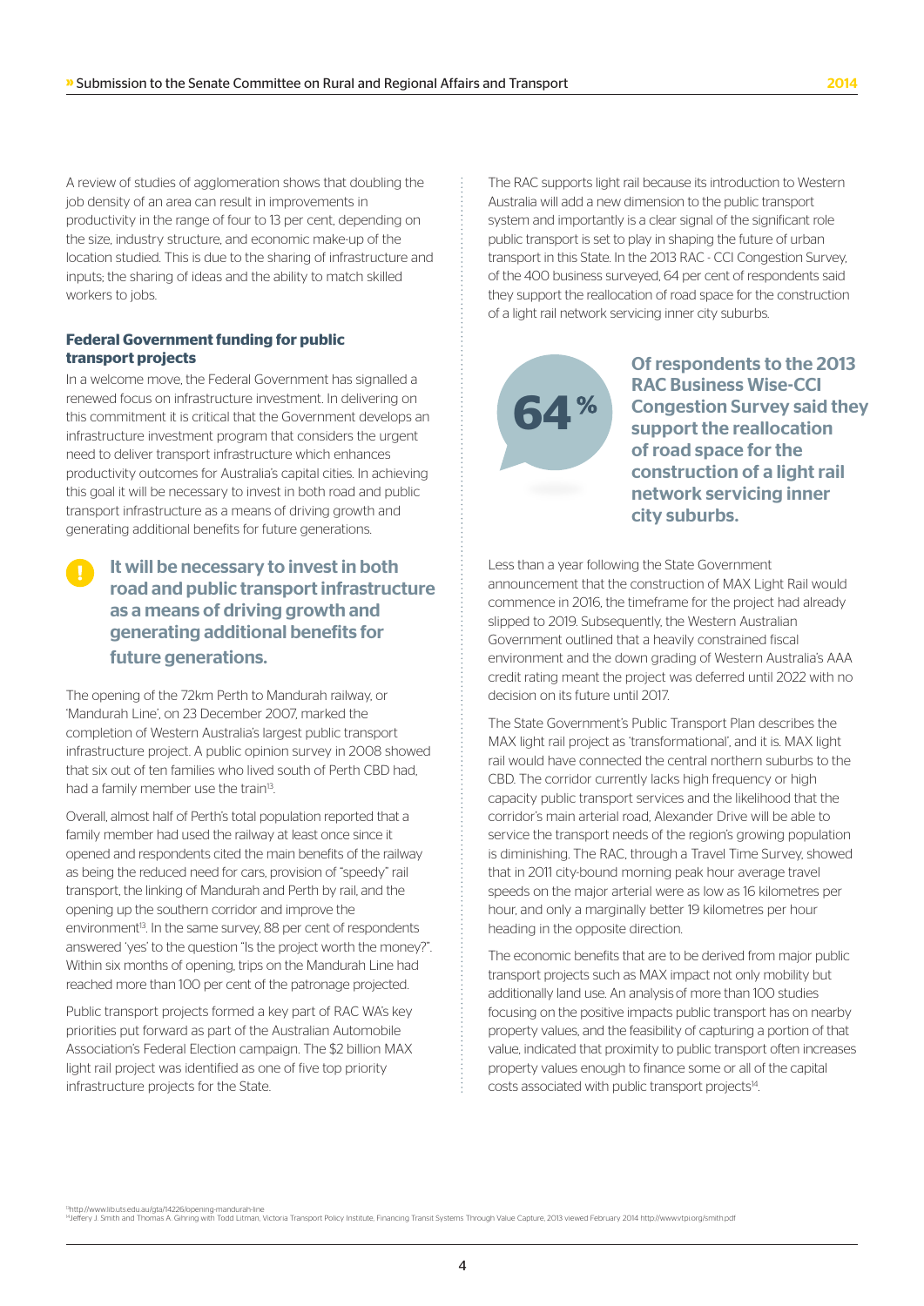A review of studies of agglomeration shows that doubling the job density of an area can result in improvements in productivity in the range of four to 13 per cent, depending on the size, industry structure, and economic make-up of the location studied. This is due to the sharing of infrastructure and inputs; the sharing of ideas and the ability to match skilled workers to jobs.

### Federal Government funding for public transport projects

In a welcome move, the Federal Government has signalled a renewed focus on infrastructure investment. In delivering on this commitment it is critical that the Government develops an infrastructure investment program that considers the urgent need to deliver transport infrastructure which enhances productivity outcomes for Australia's capital cities. In achieving this goal it will be necessary to invest in both road and public transport infrastructure as a means of driving growth and generating additional benefits for future generations.

> **It will be necessary to invest in both road and public transport infrastructure as a means of driving growth and generating additional benefits for future generations.**

The opening of the 72km Perth to Mandurah railway, or 'Mandurah Line', on 23 December 2007, marked the completion of Western Australia's largest public transport infrastructure project. A public opinion survey in 2008 showed that six out of ten families who lived south of Perth CBD had, had a family member use the train[13].

Overall, almost half of Perth's total population reported that a family member had used the railway at least once since it opened and respondents cited the main benefits of the railway as being the reduced need for cars, provision of "speedy" rail transport, the linking of Mandurah and Perth by rail, and the opening up the southern corridor and improve the environment[13]. In the same survey, 88 per cent of respondents answered 'yes' to the question "Is the project worth the money?". Within six months of opening, trips on the Mandurah Line had reached more than 100 per cent of the patronage projected.

Public transport projects formed a key part of RAC WA's key priorities put forward as part of the Australian Automobile Association's Federal Election campaign. The $2 billion MAX light rail project was identified as one of five top priority infrastructure projects for the State.

The RAC supports light rail because its introduction to Western Australia will add a new dimension to the public transport system and importantly is a clear signal of the significant role public transport is set to play in shaping the future of urban transport in this State. In the 2013 RAC - CCI Congestion Survey, of the 400 business surveyed, 64 per cent of respondents said they support the reallocation of road space for the construction of a light rail network servicing inner city suburbs.

> **64%** **Of respondents to the 2013 RAC Business Wise-CCI Congestion Survey said they support the reallocation of road space for the construction of a light rail network servicing inner city suburbs.**

Less than a year following the State Government announcement that the construction of MAX Light Rail would commence in 2016, the timeframe for the project had already slipped to 2019. Subsequently, the Western Australian Government outlined that a heavily constrained fiscal environment and the down grading of Western Australia's AAA credit rating meant the project was deferred until 2022 with no decision on its future until 2017.

The State Government's Public Transport Plan describes the MAX light rail project as 'transformational', and it is. MAX light rail would have connected the central northern suburbs to the CBD. The corridor currently lacks high frequency or high capacity public transport services and the likelihood that the corridor's main arterial road, Alexander Drive will be able to service the transport needs of the region's growing population is diminishing. The RAC, through a Travel Time Survey, showed that in 2011 city-bound morning peak hour average travel speeds on the major arterial were as low as 16 kilometres per hour, and only a marginally better 19 kilometres per hour heading in the opposite direction.

The economic benefits that are to be derived from major public transport projects such as MAX impact not only mobility but additionally land use. An analysis of more than 100 studies focusing on the positive impacts public transport has on nearby property values, and the feasibility of capturing a portion of that value, indicated that proximity to public transport often increases property values enough to finance some or all of the capital costs associated with public transport projects[14].

[13] http://www.lib.uts.edu.au/gta/14226/opening-mandurah-line
[14] Jeffery J. Smith and Thomas A. Gihring with Todd Litman, Victoria Transport Policy Institute, Financing Transit Systems Through Value Capture, 2013 viewed February 2014 http://www.vtpi.org/smith.pdf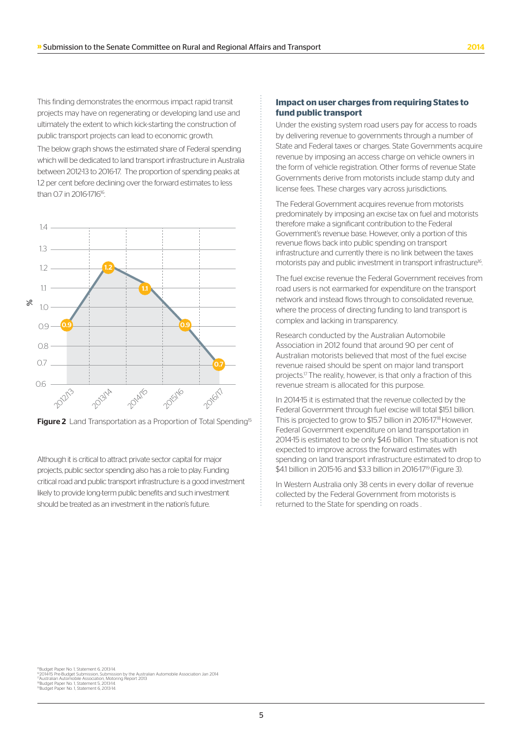This finding demonstrates the enormous impact rapid transit projects may have on regenerating or developing land use and ultimately the extent to which kick-starting the construction of public transport projects can lead to economic growth.

The below graph shows the estimated share of Federal spending which will be dedicated to land transport infrastructure in Australia between 2012-13 to 2016-17. The proportion of spending peaks at 1.2 per cent before declining over the forward estimates to less than 0.7 in 2016-17[16].

| Year | % |
|---|---|
| 2012/13 | 0.9 |
| 2013/14 | 1.2 |
| 2014/15 | 1.1 |
| 2015/16 | 0.9 |
| 2016/17 | 0.7 |

**Figure 2** Land Transportation as a Proportion of Total Spending[15]

Although it is critical to attract private sector capital for major projects, public sector spending also has a role to play. Funding critical road and public transport infrastructure is a good investment likely to provide long-term public benefits and such investment should be treated as an investment in the nation's future.

## Impact on user charges from requiring States to fund public transport

Under the existing system road users pay for access to roads by delivering revenue to governments through a number of State and Federal taxes or charges. State Governments acquire revenue by imposing an access charge on vehicle owners in the form of vehicle registration. Other forms of revenue State Governments derive from motorists include stamp duty and license fees. These charges vary across jurisdictions.

The Federal Government acquires revenue from motorists predominately by imposing an excise tax on fuel and motorists therefore make a significant contribution to the Federal Government's revenue base. However, only a portion of this revenue flows back into public spending on transport infrastructure and currently there is no link between the taxes motorists pay and public investment in transport infrastructure[16].

The fuel excise revenue the Federal Government receives from road users is not earmarked for expenditure on the transport network and instead flows through to consolidated revenue, where the process of directing funding to land transport is complex and lacking in transparency.

Research conducted by the Australian Automobile Association in 2012 found that around 90 per cent of Australian motorists believed that most of the fuel excise revenue raised should be spent on major land transport projects.[17] The reality, however, is that only a fraction of this revenue stream is allocated for this purpose.

In 2014-15 it is estimated that the revenue collected by the Federal Government through fuel excise will total $15.1 billion. This is projected to grow to $15.7 billion in 2016-17.[18] However, Federal Government expenditure on land transportation in 2014-15 is estimated to be only $4.6 billion. The situation is not expected to improve across the forward estimates with spending on land transport infrastructure estimated to drop to $4.1 billion in 2015-16 and $3.3 billion in 2016-17[19] (Figure 3).

In Western Australia only 38 cents in every dollar of revenue collected by the Federal Government from motorists is returned to the State for spending on roads .

[15]Budget Paper No. 1, Statement 6, 2013-14.
[16]2014-15 Pre-Budget Submission, Submission by the Australian Automobile Association Jan 2014
[17]Australian Automobile Association, Motoring Report 2013
[18]Budget Paper No. 1, Statement 5, 2013-14.
[19]Budget Paper No. 1, Statement 6, 2013-14.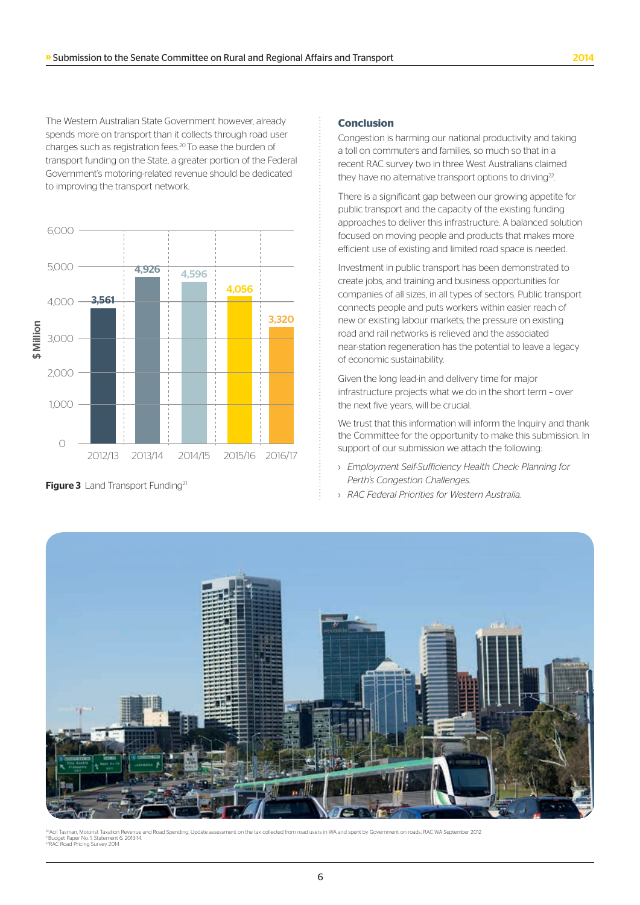The Western Australian State Government however, already spends more on transport than it collects through road user charges such as registration fees.[20] To ease the burden of transport funding on the State, a greater portion of the Federal Government's motoring-related revenue should be dedicated to improving the transport network.

| Year | $ Million |
|---|---|
| 2012/13 | 3,561 |
| 2013/14 | 4,926 |
| 2014/15 | 4,596 |
| 2015/16 | 4,056 |
| 2016/17 | 3,320 |

**Figure 3** Land Transport Funding[21]

## Conclusion

Congestion is harming our national productivity and taking a toll on commuters and families, so much so that in a recent RAC survey two in three West Australians claimed they have no alternative transport options to driving[22].

There is a significant gap between our growing appetite for public transport and the capacity of the existing funding approaches to deliver this infrastructure. A balanced solution focused on moving people and products that makes more efficient use of existing and limited road space is needed.

Investment in public transport has been demonstrated to create jobs, and training and business opportunities for companies of all sizes, in all types of sectors. Public transport connects people and puts workers within easier reach of new or existing labour markets; the pressure on existing road and rail networks is relieved and the associated near-station regeneration has the potential to leave a legacy of economic sustainability.

Given the long lead-in and delivery time for major infrastructure projects what we do in the short term – over the next five years, will be crucial.

We trust that this information will inform the Inquiry and thank the Committee for the opportunity to make this submission. In support of our submission we attach the following:

- *Employment Self-Sufficiency Health Check: Planning for Perth's Congestion Challenges.*
- *RAC Federal Priorities for Western Australia.*

[20] Acil Tasman, Motorist Taxation Revenue and Road Spending: Update assessment on the tax collected from road users in WA and spent by Government on roads, RAC WA September 2012
[21] Budget Paper No. 1, Statement 6, 2013-14
[22] RAC Road Pricing Survey 2014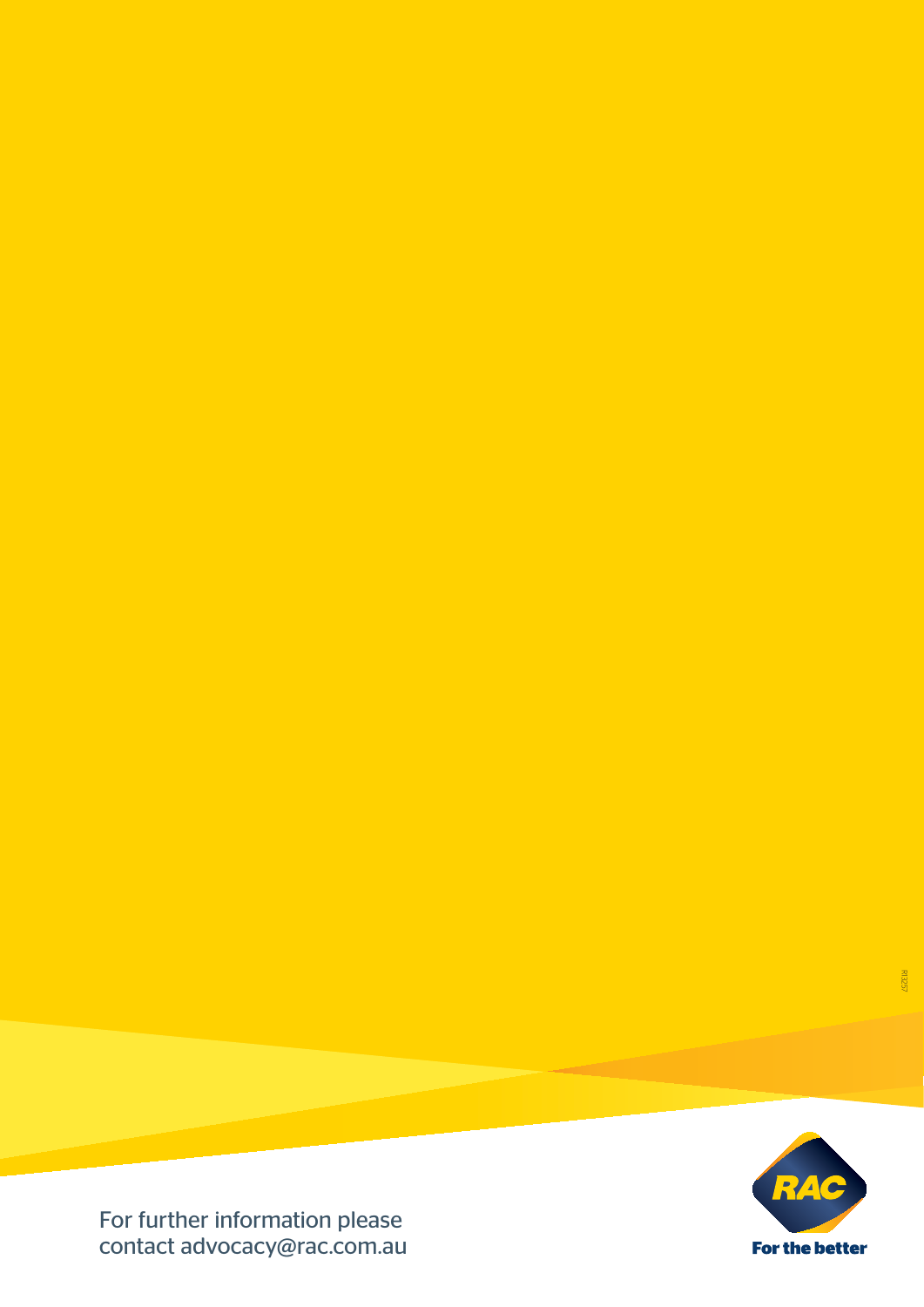For further information please contact advocacy@rac.com.au

RAC

For the better